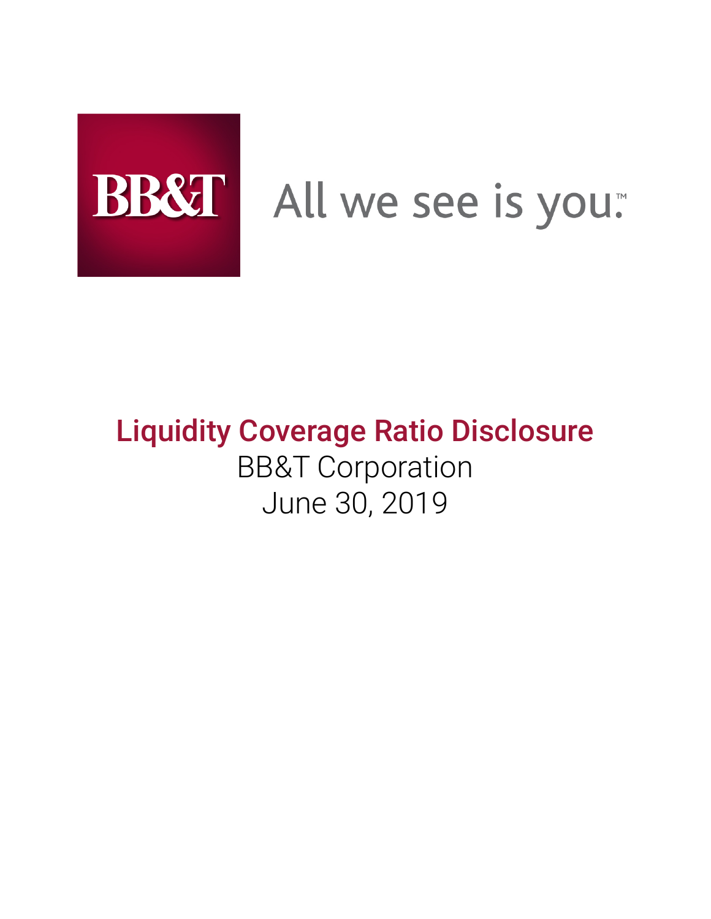BB&T All we see is you.™

# Liquidity Coverage Ratio Disclosure

BB&T Corporation

June 30, 2019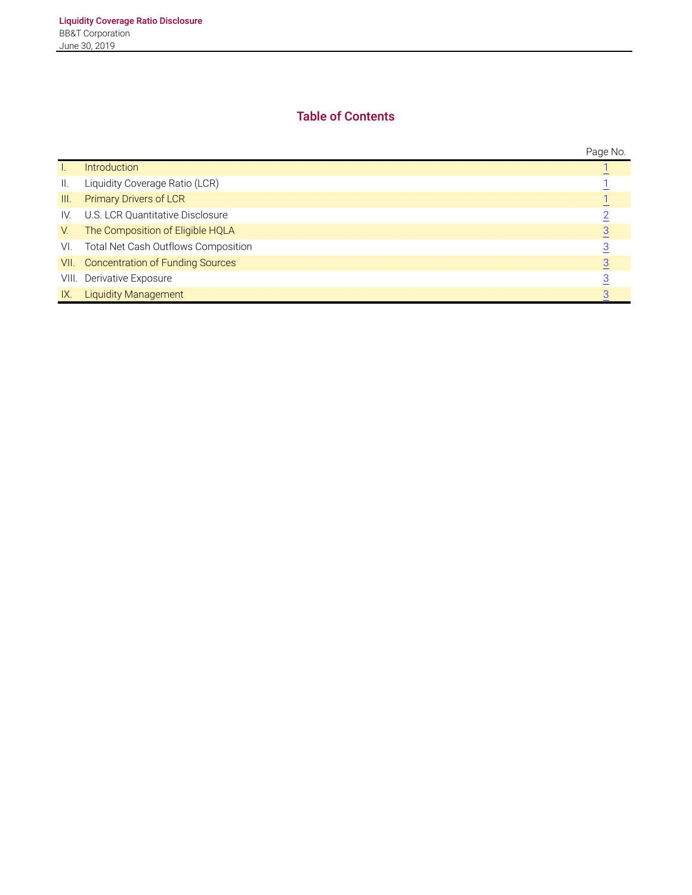# Table of Contents

| | | Page No. |
|---|---|---|
| I. | Introduction | 1 |
| II. | Liquidity Coverage Ratio (LCR) | 1 |
| III. | Primary Drivers of LCR | 1 |
| IV. | U.S. LCR Quantitative Disclosure | 2 |
| V. | The Composition of Eligible HQLA | 3 |
| VI. | Total Net Cash Outflows Composition | 3 |
| VII. | Concentration of Funding Sources | 3 |
| VIII. | Derivative Exposure | 3 |
| IX. | Liquidity Management | 3 |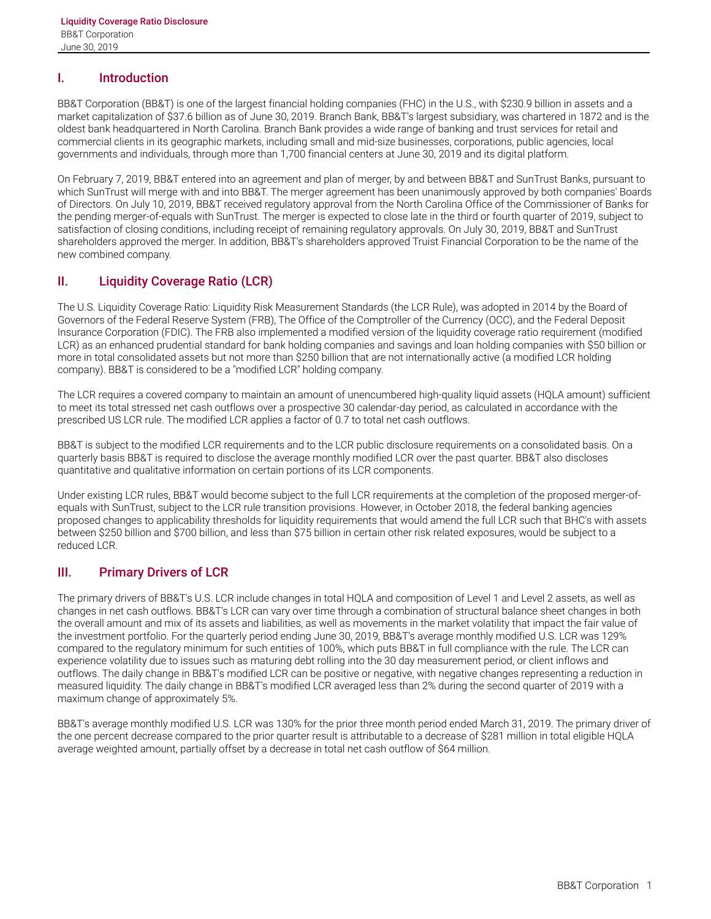## I. Introduction

BB&T Corporation (BB&T) is one of the largest financial holding companies (FHC) in the U.S., with $230.9 billion in assets and a market capitalization of $37.6 billion as of June 30, 2019. Branch Bank, BB&T's largest subsidiary, was chartered in 1872 and is the oldest bank headquartered in North Carolina. Branch Bank provides a wide range of banking and trust services for retail and commercial clients in its geographic markets, including small and mid-size businesses, corporations, public agencies, local governments and individuals, through more than 1,700 financial centers at June 30, 2019 and its digital platform.

On February 7, 2019, BB&T entered into an agreement and plan of merger, by and between BB&T and SunTrust Banks, pursuant to which SunTrust will merge with and into BB&T. The merger agreement has been unanimously approved by both companies' Boards of Directors. On July 10, 2019, BB&T received regulatory approval from the North Carolina Office of the Commissioner of Banks for the pending merger-of-equals with SunTrust. The merger is expected to close late in the third or fourth quarter of 2019, subject to satisfaction of closing conditions, including receipt of remaining regulatory approvals. On July 30, 2019, BB&T and SunTrust shareholders approved the merger. In addition, BB&T's shareholders approved Truist Financial Corporation to be the name of the new combined company.

## II. Liquidity Coverage Ratio (LCR)

The U.S. Liquidity Coverage Ratio: Liquidity Risk Measurement Standards (the LCR Rule), was adopted in 2014 by the Board of Governors of the Federal Reserve System (FRB), The Office of the Comptroller of the Currency (OCC), and the Federal Deposit Insurance Corporation (FDIC). The FRB also implemented a modified version of the liquidity coverage ratio requirement (modified LCR) as an enhanced prudential standard for bank holding companies and savings and loan holding companies with $50 billion or more in total consolidated assets but not more than $250 billion that are not internationally active (a modified LCR holding company). BB&T is considered to be a "modified LCR" holding company.

The LCR requires a covered company to maintain an amount of unencumbered high-quality liquid assets (HQLA amount) sufficient to meet its total stressed net cash outflows over a prospective 30 calendar-day period, as calculated in accordance with the prescribed US LCR rule. The modified LCR applies a factor of 0.7 to total net cash outflows.

BB&T is subject to the modified LCR requirements and to the LCR public disclosure requirements on a consolidated basis. On a quarterly basis BB&T is required to disclose the average monthly modified LCR over the past quarter. BB&T also discloses quantitative and qualitative information on certain portions of its LCR components.

Under existing LCR rules, BB&T would become subject to the full LCR requirements at the completion of the proposed merger-of-equals with SunTrust, subject to the LCR rule transition provisions. However, in October 2018, the federal banking agencies proposed changes to applicability thresholds for liquidity requirements that would amend the full LCR such that BHC's with assets between $250 billion and $700 billion, and less than $75 billion in certain other risk related exposures, would be subject to a reduced LCR.

## III. Primary Drivers of LCR

The primary drivers of BB&T's U.S. LCR include changes in total HQLA and composition of Level 1 and Level 2 assets, as well as changes in net cash outflows. BB&T's LCR can vary over time through a combination of structural balance sheet changes in both the overall amount and mix of its assets and liabilities, as well as movements in the market volatility that impact the fair value of the investment portfolio. For the quarterly period ending June 30, 2019, BB&T's average monthly modified U.S. LCR was 129% compared to the regulatory minimum for such entities of 100%, which puts BB&T in full compliance with the rule. The LCR can experience volatility due to issues such as maturing debt rolling into the 30 day measurement period, or client inflows and outflows. The daily change in BB&T's modified LCR can be positive or negative, with negative changes representing a reduction in measured liquidity. The daily change in BB&T's modified LCR averaged less than 2% during the second quarter of 2019 with a maximum change of approximately 5%.

BB&T's average monthly modified U.S. LCR was 130% for the prior three month period ended March 31, 2019. The primary driver of the one percent decrease compared to the prior quarter result is attributable to a decrease of $281 million in total eligible HQLA average weighted amount, partially offset by a decrease in total net cash outflow of $64 million.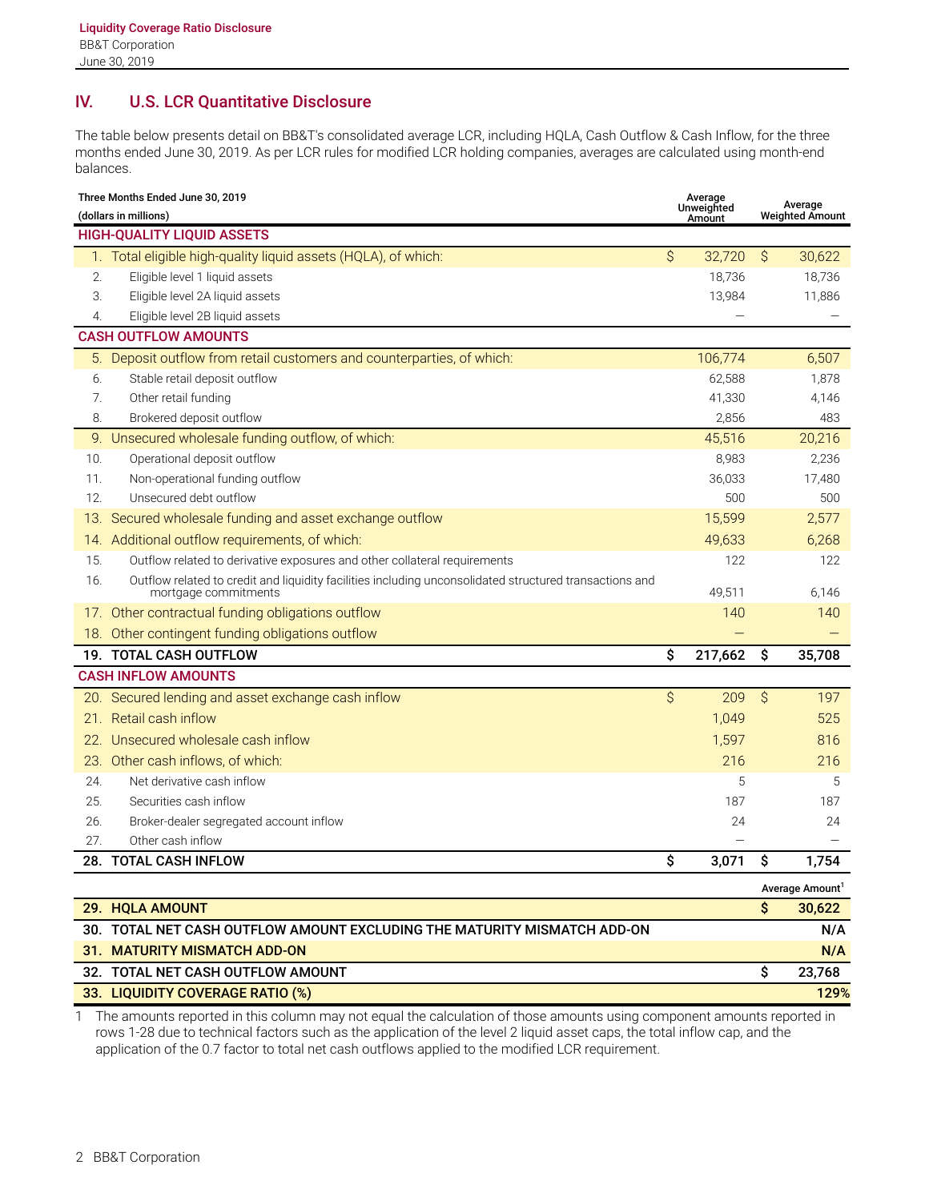## IV. U.S. LCR Quantitative Disclosure

The table below presents detail on BB&T's consolidated average LCR, including HQLA, Cash Outflow & Cash Inflow, for the three months ended June 30, 2019. As per LCR rules for modified LCR holding companies, averages are calculated using month-end balances.

| Three Months Ended June 30, 2019 (dollars in millions) | Average Unweighted Amount | Average Weighted Amount |
|---|---|---|
| **HIGH-QUALITY LIQUID ASSETS** | | |
| 1. Total eligible high-quality liquid assets (HQLA), of which: | $ 32,720 | $ 30,622 |
| 2. Eligible level 1 liquid assets | 18,736 | 18,736 |
| 3. Eligible level 2A liquid assets | 13,984 | 11,886 |
| 4. Eligible level 2B liquid assets | — | — |
| **CASH OUTFLOW AMOUNTS** | | |
| 5. Deposit outflow from retail customers and counterparties, of which: | 106,774 | 6,507 |
| 6. Stable retail deposit outflow | 62,588 | 1,878 |
| 7. Other retail funding | 41,330 | 4,146 |
| 8. Brokered deposit outflow | 2,856 | 483 |
| 9. Unsecured wholesale funding outflow, of which: | 45,516 | 20,216 |
| 10. Operational deposit outflow | 8,983 | 2,236 |
| 11. Non-operational funding outflow | 36,033 | 17,480 |
| 12. Unsecured debt outflow | 500 | 500 |
| 13. Secured wholesale funding and asset exchange outflow | 15,599 | 2,577 |
| 14. Additional outflow requirements, of which: | 49,633 | 6,268 |
| 15. Outflow related to derivative exposures and other collateral requirements | 122 | 122 |
| 16. Outflow related to credit and liquidity facilities including unconsolidated structured transactions and mortgage commitments | 49,511 | 6,146 |
| 17. Other contractual funding obligations outflow | 140 | 140 |
| 18. Other contingent funding obligations outflow | — | — |
| **19. TOTAL CASH OUTFLOW** | **$ 217,662** | **$ 35,708** |
| **CASH INFLOW AMOUNTS** | | |
| 20. Secured lending and asset exchange cash inflow | $ 209 | $ 197 |
| 21. Retail cash inflow | 1,049 | 525 |
| 22. Unsecured wholesale cash inflow | 1,597 | 816 |
| 23. Other cash inflows, of which: | 216 | 216 |
| 24. Net derivative cash inflow | 5 | 5 |
| 25. Securities cash inflow | 187 | 187 |
| 26. Broker-dealer segregated account inflow | 24 | 24 |
| 27. Other cash inflow | — | — |
| **28. TOTAL CASH INFLOW** | **$ 3,071** | **$ 1,754** |

| | Average Amount[1] |
|---|---|
| **29. HQLA AMOUNT** | **$ 30,622** |
| **30. TOTAL NET CASH OUTFLOW AMOUNT EXCLUDING THE MATURITY MISMATCH ADD-ON** | **N/A** |
| **31. MATURITY MISMATCH ADD-ON** | **N/A** |
| **32. TOTAL NET CASH OUTFLOW AMOUNT** | **$ 23,768** |
| **33. LIQUIDITY COVERAGE RATIO (%)** | **129%** |

1 The amounts reported in this column may not equal the calculation of those amounts using component amounts reported in rows 1-28 due to technical factors such as the application of the level 2 liquid asset caps, the total inflow cap, and the application of the 0.7 factor to total net cash outflows applied to the modified LCR requirement.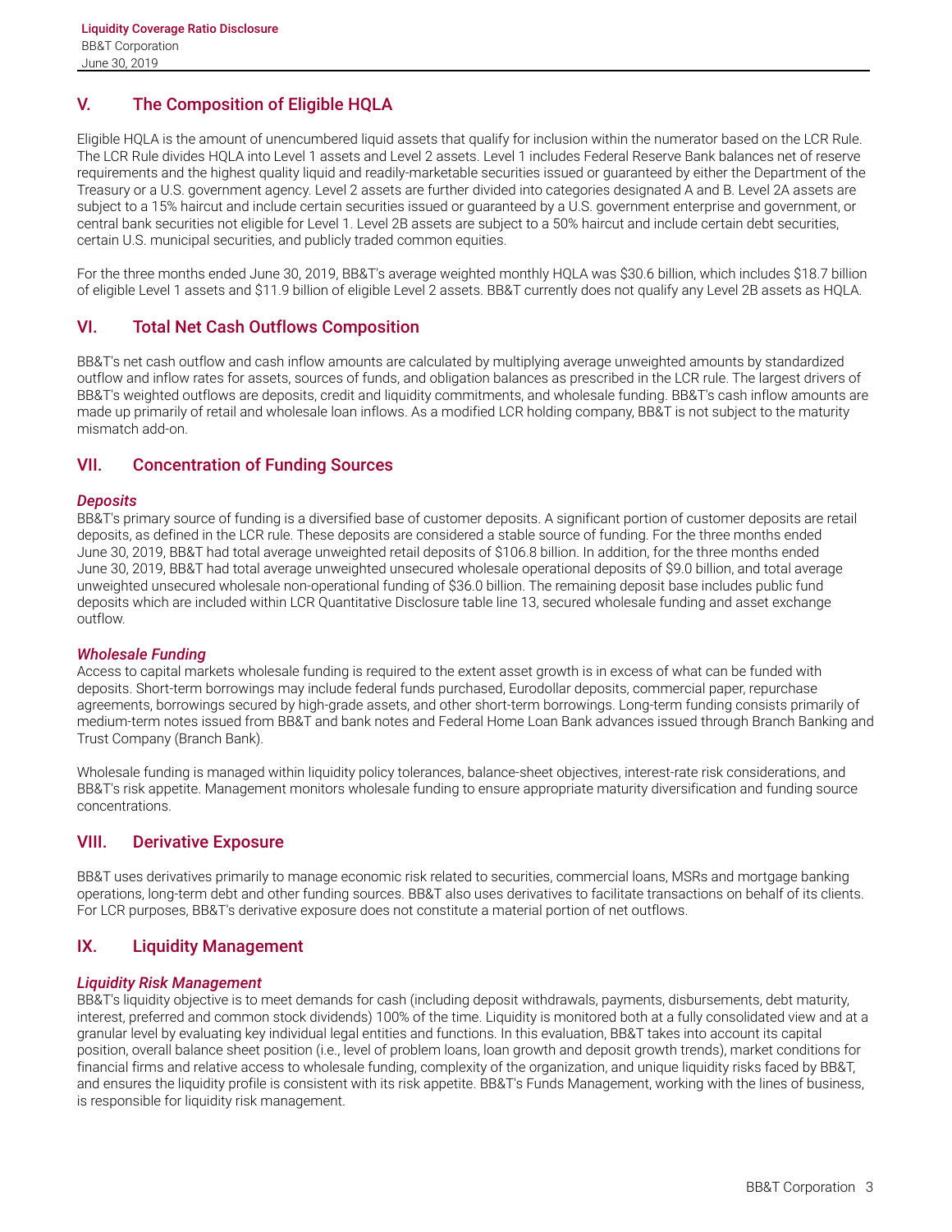## V. The Composition of Eligible HQLA

Eligible HQLA is the amount of unencumbered liquid assets that qualify for inclusion within the numerator based on the LCR Rule. The LCR Rule divides HQLA into Level 1 assets and Level 2 assets. Level 1 includes Federal Reserve Bank balances net of reserve requirements and the highest quality liquid and readily-marketable securities issued or guaranteed by either the Department of the Treasury or a U.S. government agency. Level 2 assets are further divided into categories designated A and B. Level 2A assets are subject to a 15% haircut and include certain securities issued or guaranteed by a U.S. government enterprise and government, or central bank securities not eligible for Level 1. Level 2B assets are subject to a 50% haircut and include certain debt securities, certain U.S. municipal securities, and publicly traded common equities.

For the three months ended June 30, 2019, BB&T's average weighted monthly HQLA was $30.6 billion, which includes $18.7 billion of eligible Level 1 assets and $11.9 billion of eligible Level 2 assets. BB&T currently does not qualify any Level 2B assets as HQLA.

## VI. Total Net Cash Outflows Composition

BB&T's net cash outflow and cash inflow amounts are calculated by multiplying average unweighted amounts by standardized outflow and inflow rates for assets, sources of funds, and obligation balances as prescribed in the LCR rule. The largest drivers of BB&T's weighted outflows are deposits, credit and liquidity commitments, and wholesale funding. BB&T's cash inflow amounts are made up primarily of retail and wholesale loan inflows. As a modified LCR holding company, BB&T is not subject to the maturity mismatch add-on.

## VII. Concentration of Funding Sources

### *Deposits*

BB&T's primary source of funding is a diversified base of customer deposits. A significant portion of customer deposits are retail deposits, as defined in the LCR rule. These deposits are considered a stable source of funding. For the three months ended June 30, 2019, BB&T had total average unweighted retail deposits of $106.8 billion. In addition, for the three months ended June 30, 2019, BB&T had total average unweighted unsecured wholesale operational deposits of $9.0 billion, and total average unweighted unsecured wholesale non-operational funding of $36.0 billion. The remaining deposit base includes public fund deposits which are included within LCR Quantitative Disclosure table line 13, secured wholesale funding and asset exchange outflow.

### *Wholesale Funding*

Access to capital markets wholesale funding is required to the extent asset growth is in excess of what can be funded with deposits. Short-term borrowings may include federal funds purchased, Eurodollar deposits, commercial paper, repurchase agreements, borrowings secured by high-grade assets, and other short-term borrowings. Long-term funding consists primarily of medium-term notes issued from BB&T and bank notes and Federal Home Loan Bank advances issued through Branch Banking and Trust Company (Branch Bank).

Wholesale funding is managed within liquidity policy tolerances, balance-sheet objectives, interest-rate risk considerations, and BB&T's risk appetite. Management monitors wholesale funding to ensure appropriate maturity diversification and funding source concentrations.

## VIII. Derivative Exposure

BB&T uses derivatives primarily to manage economic risk related to securities, commercial loans, MSRs and mortgage banking operations, long-term debt and other funding sources. BB&T also uses derivatives to facilitate transactions on behalf of its clients. For LCR purposes, BB&T's derivative exposure does not constitute a material portion of net outflows.

## IX. Liquidity Management

### *Liquidity Risk Management*

BB&T's liquidity objective is to meet demands for cash (including deposit withdrawals, payments, disbursements, debt maturity, interest, preferred and common stock dividends) 100% of the time. Liquidity is monitored both at a fully consolidated view and at a granular level by evaluating key individual legal entities and functions. In this evaluation, BB&T takes into account its capital position, overall balance sheet position (i.e., level of problem loans, loan growth and deposit growth trends), market conditions for financial firms and relative access to wholesale funding, complexity of the organization, and unique liquidity risks faced by BB&T, and ensures the liquidity profile is consistent with its risk appetite. BB&T's Funds Management, working with the lines of business, is responsible for liquidity risk management.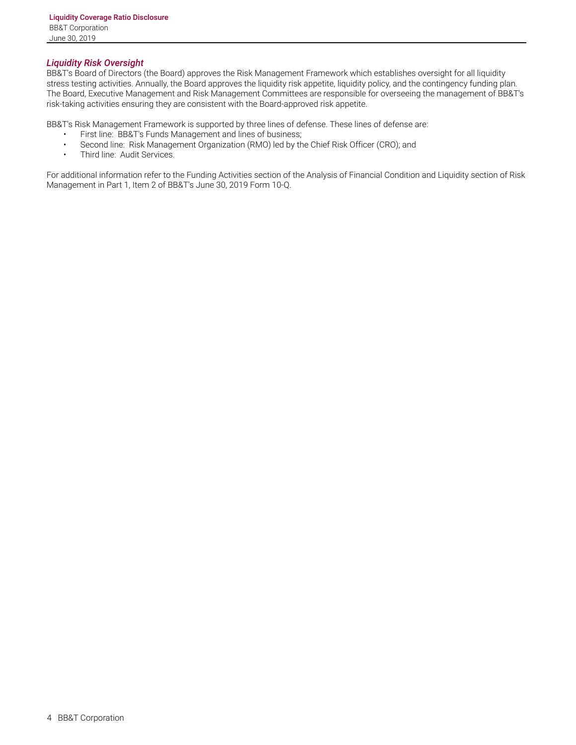### *Liquidity Risk Oversight*

BB&T's Board of Directors (the Board) approves the Risk Management Framework which establishes oversight for all liquidity stress testing activities. Annually, the Board approves the liquidity risk appetite, liquidity policy, and the contingency funding plan. The Board, Executive Management and Risk Management Committees are responsible for overseeing the management of BB&T's risk-taking activities ensuring they are consistent with the Board-approved risk appetite.

BB&T's Risk Management Framework is supported by three lines of defense. These lines of defense are:

- First line: BB&T's Funds Management and lines of business;
- Second line: Risk Management Organization (RMO) led by the Chief Risk Officer (CRO); and
- Third line: Audit Services.

For additional information refer to the Funding Activities section of the Analysis of Financial Condition and Liquidity section of Risk Management in Part 1, Item 2 of BB&T's June 30, 2019 Form 10-Q.